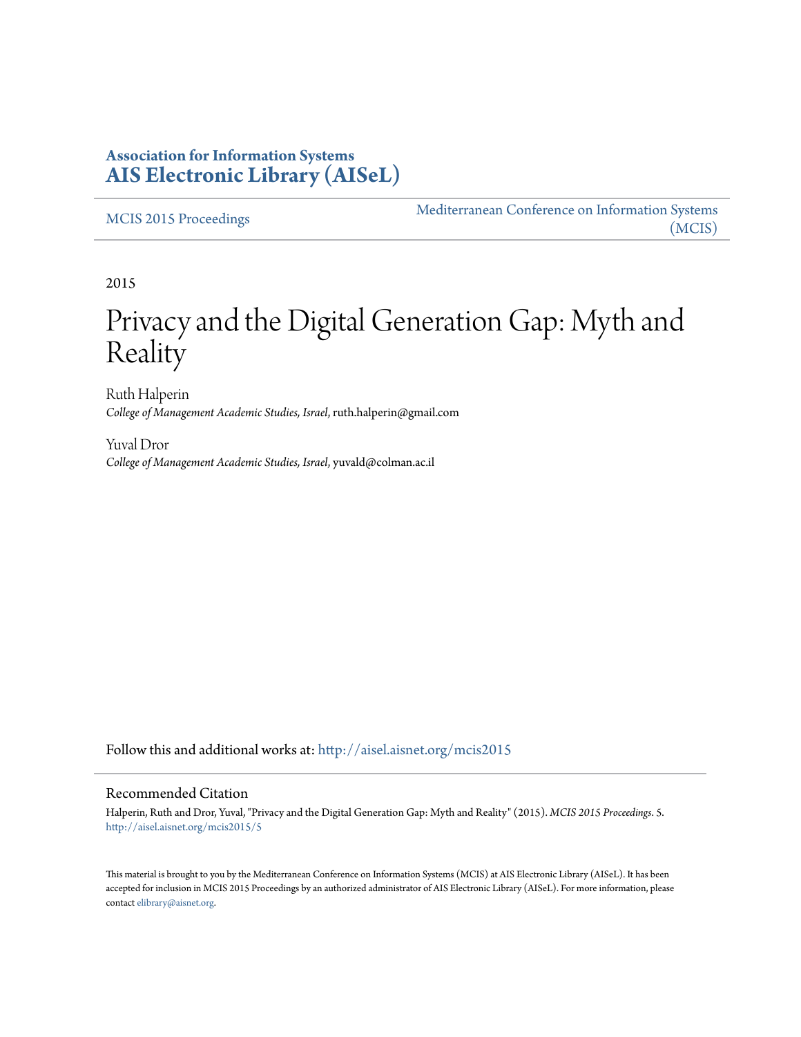**Association for Information Systems**
**AIS Electronic Library (AISeL)**

MCIS 2015 Proceedings

Mediterranean Conference on Information Systems (MCIS)

2015

# Privacy and the Digital Generation Gap: Myth and Reality

Ruth Halperin
*College of Management Academic Studies, Israel*, ruth.halperin@gmail.com

Yuval Dror
*College of Management Academic Studies, Israel*, yuvald@colman.ac.il

Follow this and additional works at: http://aisel.aisnet.org/mcis2015

## Recommended Citation

Halperin, Ruth and Dror, Yuval, "Privacy and the Digital Generation Gap: Myth and Reality" (2015). *MCIS 2015 Proceedings*. 5.
http://aisel.aisnet.org/mcis2015/5

This material is brought to you by the Mediterranean Conference on Information Systems (MCIS) at AIS Electronic Library (AISeL). It has been accepted for inclusion in MCIS 2015 Proceedings by an authorized administrator of AIS Electronic Library (AISeL). For more information, please contact elibrary@aisnet.org.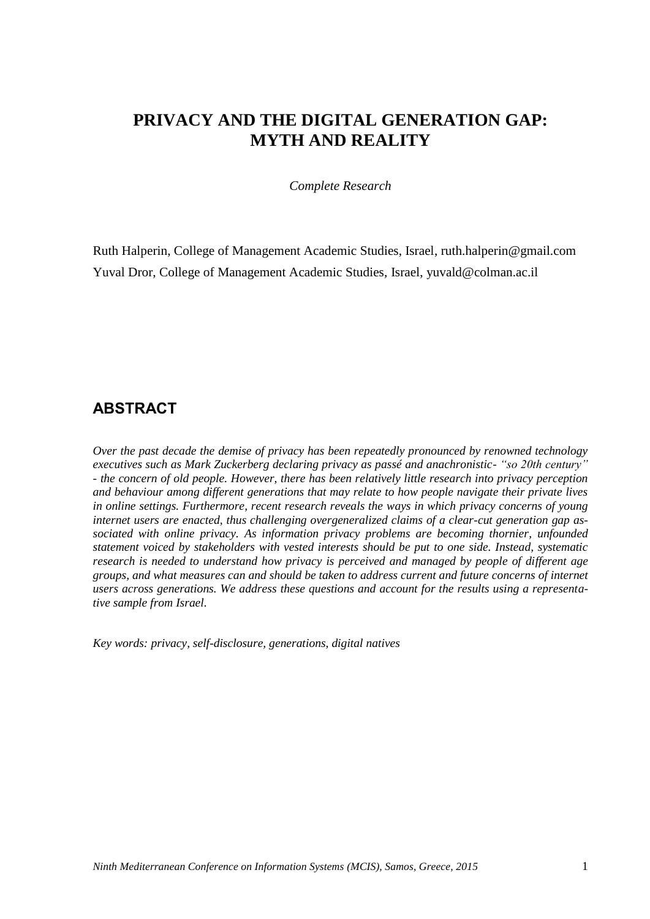# PRIVACY AND THE DIGITAL GENERATION GAP: MYTH AND REALITY

*Complete Research*

Ruth Halperin, College of Management Academic Studies, Israel, ruth.halperin@gmail.com

Yuval Dror, College of Management Academic Studies, Israel, yuvald@colman.ac.il

## ABSTRACT

*Over the past decade the demise of privacy has been repeatedly pronounced by renowned technology executives such as Mark Zuckerberg declaring privacy as passé and anachronistic- "so 20th century" - the concern of old people. However, there has been relatively little research into privacy perception and behaviour among different generations that may relate to how people navigate their private lives in online settings. Furthermore, recent research reveals the ways in which privacy concerns of young internet users are enacted, thus challenging overgeneralized claims of a clear-cut generation gap associated with online privacy. As information privacy problems are becoming thornier, unfounded statement voiced by stakeholders with vested interests should be put to one side. Instead, systematic research is needed to understand how privacy is perceived and managed by people of different age groups, and what measures can and should be taken to address current and future concerns of internet users across generations. We address these questions and account for the results using a representative sample from Israel.*

*Key words: privacy, self-disclosure, generations, digital natives*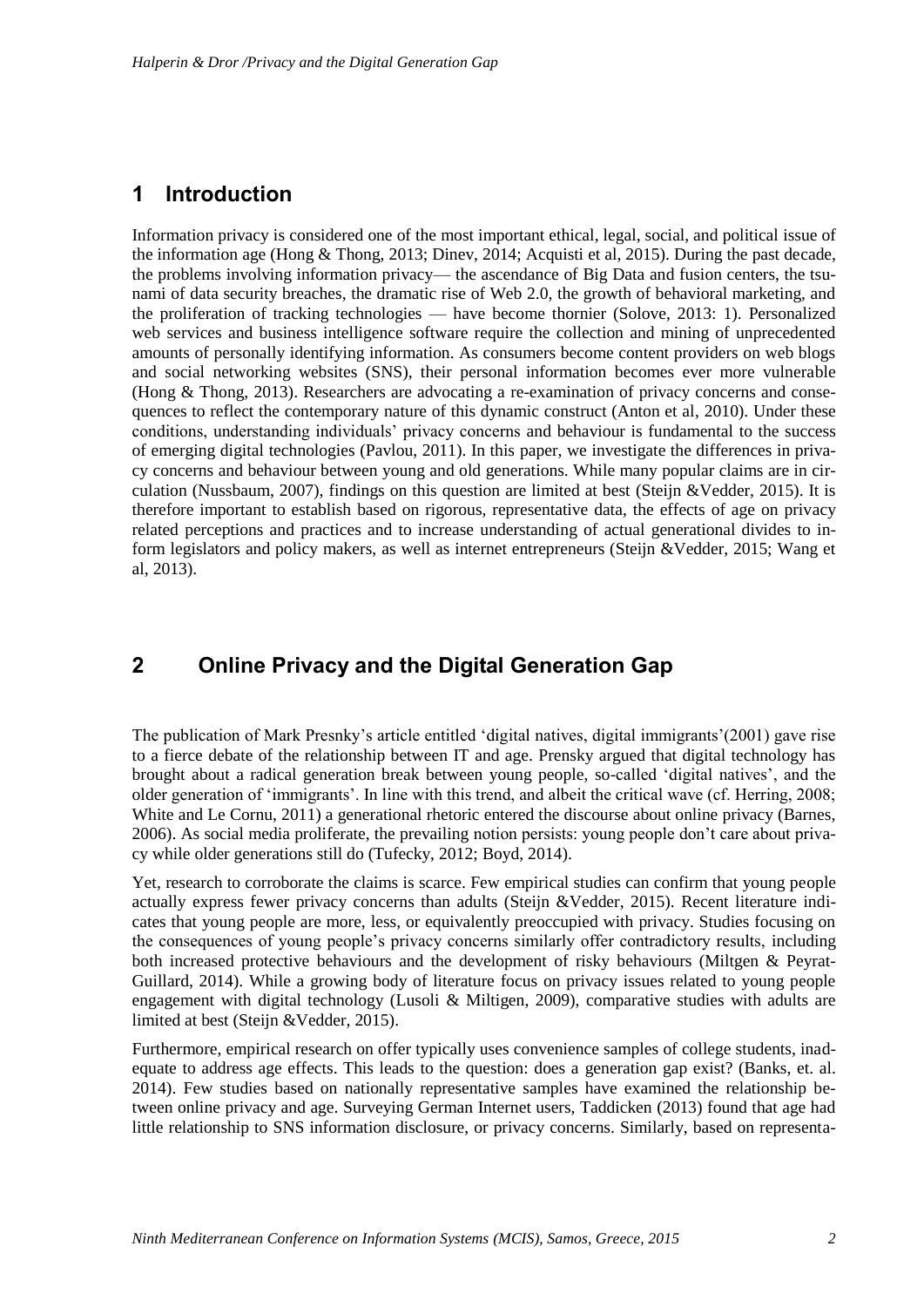# 1 Introduction

Information privacy is considered one of the most important ethical, legal, social, and political issue of the information age (Hong & Thong, 2013; Dinev, 2014; Acquisti et al, 2015). During the past decade, the problems involving information privacy— the ascendance of Big Data and fusion centers, the tsunami of data security breaches, the dramatic rise of Web 2.0, the growth of behavioral marketing, and the proliferation of tracking technologies — have become thornier (Solove, 2013: 1). Personalized web services and business intelligence software require the collection and mining of unprecedented amounts of personally identifying information. As consumers become content providers on web blogs and social networking websites (SNS), their personal information becomes ever more vulnerable (Hong & Thong, 2013). Researchers are advocating a re-examination of privacy concerns and consequences to reflect the contemporary nature of this dynamic construct (Anton et al, 2010). Under these conditions, understanding individuals' privacy concerns and behaviour is fundamental to the success of emerging digital technologies (Pavlou, 2011). In this paper, we investigate the differences in privacy concerns and behaviour between young and old generations. While many popular claims are in circulation (Nussbaum, 2007), findings on this question are limited at best (Steijn &Vedder, 2015). It is therefore important to establish based on rigorous, representative data, the effects of age on privacy related perceptions and practices and to increase understanding of actual generational divides to inform legislators and policy makers, as well as internet entrepreneurs (Steijn &Vedder, 2015; Wang et al, 2013).

# 2 Online Privacy and the Digital Generation Gap

The publication of Mark Presnky's article entitled 'digital natives, digital immigrants'(2001) gave rise to a fierce debate of the relationship between IT and age. Prensky argued that digital technology has brought about a radical generation break between young people, so-called 'digital natives', and the older generation of 'immigrants'. In line with this trend, and albeit the critical wave (cf. Herring, 2008; White and Le Cornu, 2011) a generational rhetoric entered the discourse about online privacy (Barnes, 2006). As social media proliferate, the prevailing notion persists: young people don't care about privacy while older generations still do (Tufecky, 2012; Boyd, 2014).

Yet, research to corroborate the claims is scarce. Few empirical studies can confirm that young people actually express fewer privacy concerns than adults (Steijn &Vedder, 2015). Recent literature indicates that young people are more, less, or equivalently preoccupied with privacy. Studies focusing on the consequences of young people's privacy concerns similarly offer contradictory results, including both increased protective behaviours and the development of risky behaviours (Miltgen & Peyrat-Guillard, 2014). While a growing body of literature focus on privacy issues related to young people engagement with digital technology (Lusoli & Miltigen, 2009), comparative studies with adults are limited at best (Steijn &Vedder, 2015).

Furthermore, empirical research on offer typically uses convenience samples of college students, inadequate to address age effects. This leads to the question: does a generation gap exist? (Banks, et. al. 2014). Few studies based on nationally representative samples have examined the relationship between online privacy and age. Surveying German Internet users, Taddicken (2013) found that age had little relationship to SNS information disclosure, or privacy concerns. Similarly, based on representa-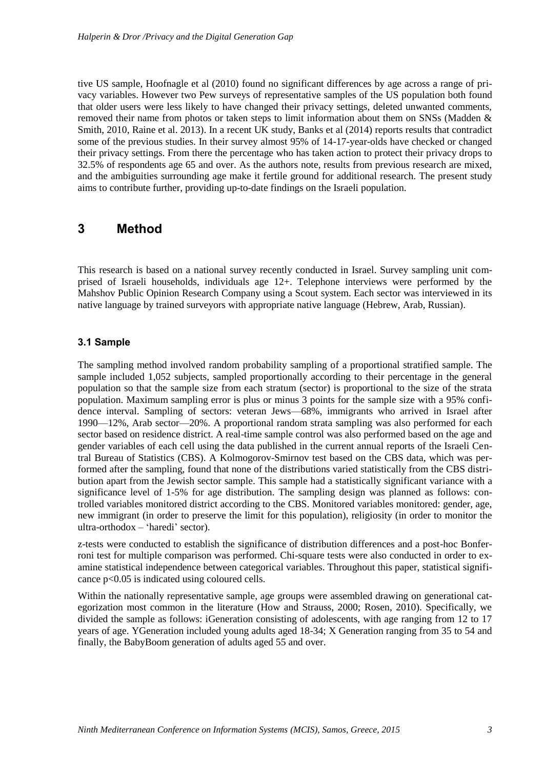tive US sample, Hoofnagle et al (2010) found no significant differences by age across a range of privacy variables. However two Pew surveys of representative samples of the US population both found that older users were less likely to have changed their privacy settings, deleted unwanted comments, removed their name from photos or taken steps to limit information about them on SNSs (Madden & Smith, 2010, Raine et al. 2013). In a recent UK study, Banks et al (2014) reports results that contradict some of the previous studies. In their survey almost 95% of 14-17-year-olds have checked or changed their privacy settings. From there the percentage who has taken action to protect their privacy drops to 32.5% of respondents age 65 and over. As the authors note, results from previous research are mixed, and the ambiguities surrounding age make it fertile ground for additional research. The present study aims to contribute further, providing up-to-date findings on the Israeli population.

# 3 Method

This research is based on a national survey recently conducted in Israel. Survey sampling unit comprised of Israeli households, individuals age 12+. Telephone interviews were performed by the Mahshov Public Opinion Research Company using a Scout system. Each sector was interviewed in its native language by trained surveyors with appropriate native language (Hebrew, Arab, Russian).

## 3.1 Sample

The sampling method involved random probability sampling of a proportional stratified sample. The sample included 1,052 subjects, sampled proportionally according to their percentage in the general population so that the sample size from each stratum (sector) is proportional to the size of the strata population. Maximum sampling error is plus or minus 3 points for the sample size with a 95% confidence interval. Sampling of sectors: veteran Jews—68%, immigrants who arrived in Israel after 1990—12%, Arab sector—20%. A proportional random strata sampling was also performed for each sector based on residence district. A real-time sample control was also performed based on the age and gender variables of each cell using the data published in the current annual reports of the Israeli Central Bureau of Statistics (CBS). A Kolmogorov-Smirnov test based on the CBS data, which was performed after the sampling, found that none of the distributions varied statistically from the CBS distribution apart from the Jewish sector sample. This sample had a statistically significant variance with a significance level of 1-5% for age distribution. The sampling design was planned as follows: controlled variables monitored district according to the CBS. Monitored variables monitored: gender, age, new immigrant (in order to preserve the limit for this population), religiosity (in order to monitor the ultra-orthodox – 'haredi' sector).

z-tests were conducted to establish the significance of distribution differences and a post-hoc Bonferroni test for multiple comparison was performed. Chi-square tests were also conducted in order to examine statistical independence between categorical variables. Throughout this paper, statistical significance $p<0.05$ is indicated using coloured cells.

Within the nationally representative sample, age groups were assembled drawing on generational categorization most common in the literature (How and Strauss, 2000; Rosen, 2010). Specifically, we divided the sample as follows: iGeneration consisting of adolescents, with age ranging from 12 to 17 years of age. YGeneration included young adults aged 18-34; X Generation ranging from 35 to 54 and finally, the BabyBoom generation of adults aged 55 and over.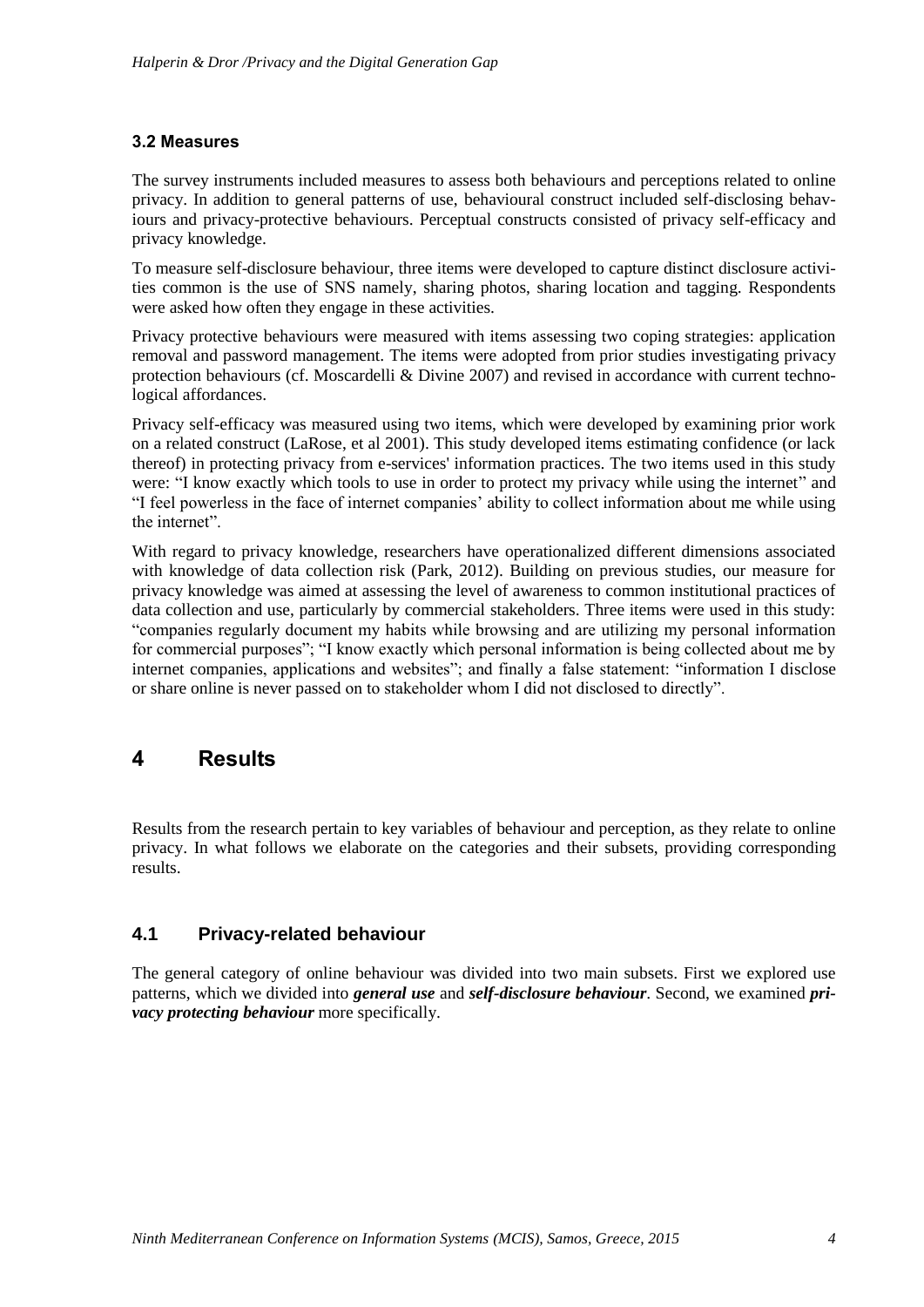### 3.2 Measures

The survey instruments included measures to assess both behaviours and perceptions related to online privacy. In addition to general patterns of use, behavioural construct included self-disclosing behaviours and privacy-protective behaviours. Perceptual constructs consisted of privacy self-efficacy and privacy knowledge.

To measure self-disclosure behaviour, three items were developed to capture distinct disclosure activities common is the use of SNS namely, sharing photos, sharing location and tagging. Respondents were asked how often they engage in these activities.

Privacy protective behaviours were measured with items assessing two coping strategies: application removal and password management. The items were adopted from prior studies investigating privacy protection behaviours (cf. Moscardelli & Divine 2007) and revised in accordance with current technological affordances.

Privacy self-efficacy was measured using two items, which were developed by examining prior work on a related construct (LaRose, et al 2001). This study developed items estimating confidence (or lack thereof) in protecting privacy from e-services' information practices. The two items used in this study were: "I know exactly which tools to use in order to protect my privacy while using the internet" and "I feel powerless in the face of internet companies' ability to collect information about me while using the internet".

With regard to privacy knowledge, researchers have operationalized different dimensions associated with knowledge of data collection risk (Park, 2012). Building on previous studies, our measure for privacy knowledge was aimed at assessing the level of awareness to common institutional practices of data collection and use, particularly by commercial stakeholders. Three items were used in this study: "companies regularly document my habits while browsing and are utilizing my personal information for commercial purposes"; "I know exactly which personal information is being collected about me by internet companies, applications and websites"; and finally a false statement: "information I disclose or share online is never passed on to stakeholder whom I did not disclosed to directly".

# 4 Results

Results from the research pertain to key variables of behaviour and perception, as they relate to online privacy. In what follows we elaborate on the categories and their subsets, providing corresponding results.

## 4.1 Privacy-related behaviour

The general category of online behaviour was divided into two main subsets. First we explored use patterns, which we divided into ***general use*** and ***self-disclosure behaviour***. Second, we examined ***privacy protecting behaviour*** more specifically.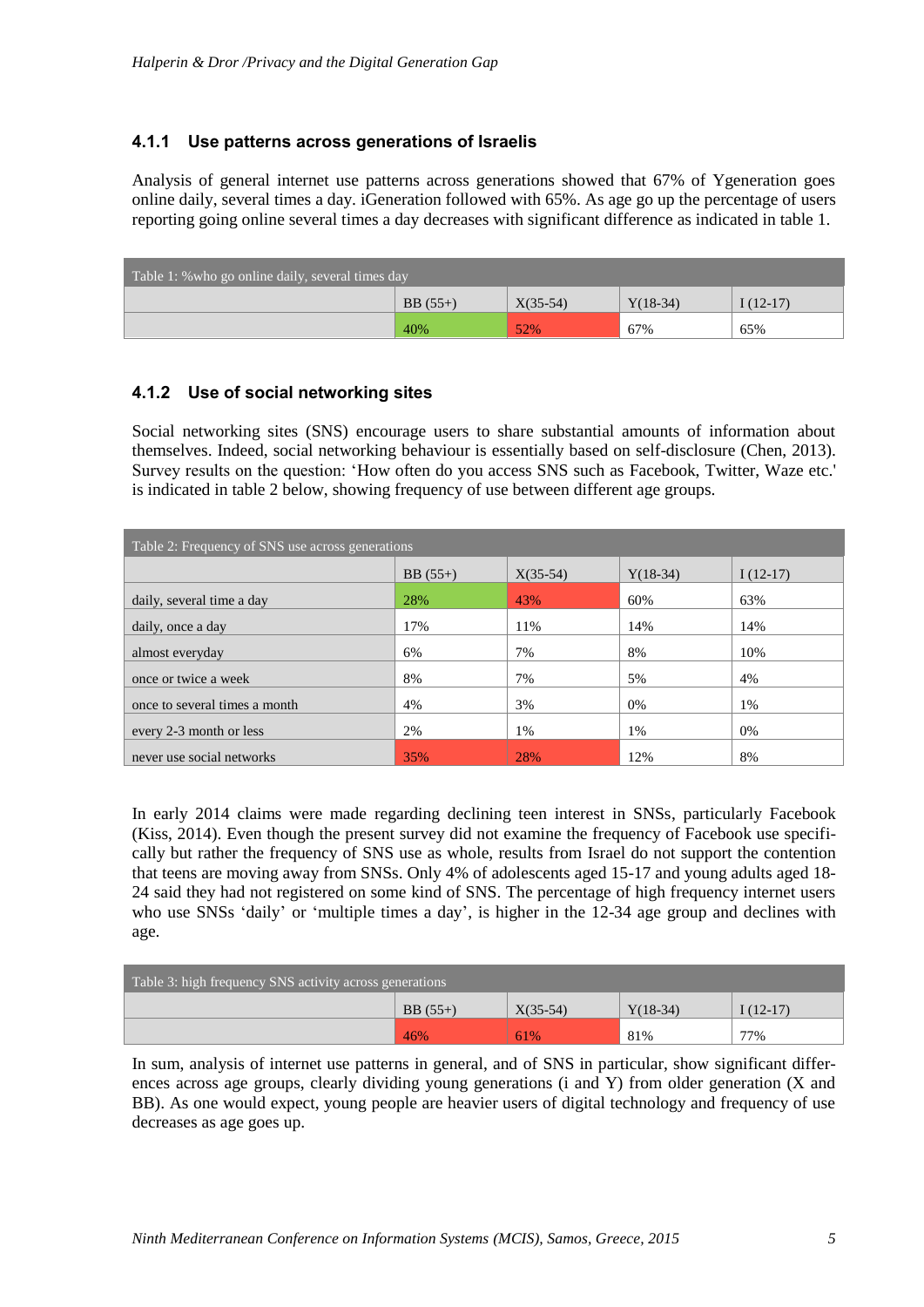### 4.1.1 Use patterns across generations of Israelis

Analysis of general internet use patterns across generations showed that 67% of Ygeneration goes online daily, several times a day. iGeneration followed with 65%. As age go up the percentage of users reporting going online several times a day decreases with significant difference as indicated in table 1.

| Table 1: %who go online daily, several times day | | | | |
|---|---|---|---|---|
| | BB (55+) | X(35-54) | Y(18-34) | I (12-17) |
| | 40% | 52% | 67% | 65% |

### 4.1.2 Use of social networking sites

Social networking sites (SNS) encourage users to share substantial amounts of information about themselves. Indeed, social networking behaviour is essentially based on self-disclosure (Chen, 2013). Survey results on the question: 'How often do you access SNS such as Facebook, Twitter, Waze etc.' is indicated in table 2 below, showing frequency of use between different age groups.

| Table 2: Frequency of SNS use across generations | | | | |
|---|---|---|---|---|
| | BB (55+) | X(35-54) | Y(18-34) | I (12-17) |
| daily, several time a day | 28% | 43% | 60% | 63% |
| daily, once a day | 17% | 11% | 14% | 14% |
| almost everyday | 6% | 7% | 8% | 10% |
| once or twice a week | 8% | 7% | 5% | 4% |
| once to several times a month | 4% | 3% | 0% | 1% |
| every 2-3 month or less | 2% | 1% | 1% | 0% |
| never use social networks | 35% | 28% | 12% | 8% |

In early 2014 claims were made regarding declining teen interest in SNSs, particularly Facebook (Kiss, 2014). Even though the present survey did not examine the frequency of Facebook use specifically but rather the frequency of SNS use as whole, results from Israel do not support the contention that teens are moving away from SNSs. Only 4% of adolescents aged 15-17 and young adults aged 18-24 said they had not registered on some kind of SNS. The percentage of high frequency internet users who use SNSs 'daily' or 'multiple times a day', is higher in the 12-34 age group and declines with age.

| Table 3: high frequency SNS activity across generations | | | | |
|---|---|---|---|---|
| | BB (55+) | X(35-54) | Y(18-34) | I (12-17) |
| | 46% | 61% | 81% | 77% |

In sum, analysis of internet use patterns in general, and of SNS in particular, show significant differences across age groups, clearly dividing young generations (i and Y) from older generation (X and BB). As one would expect, young people are heavier users of digital technology and frequency of use decreases as age goes up.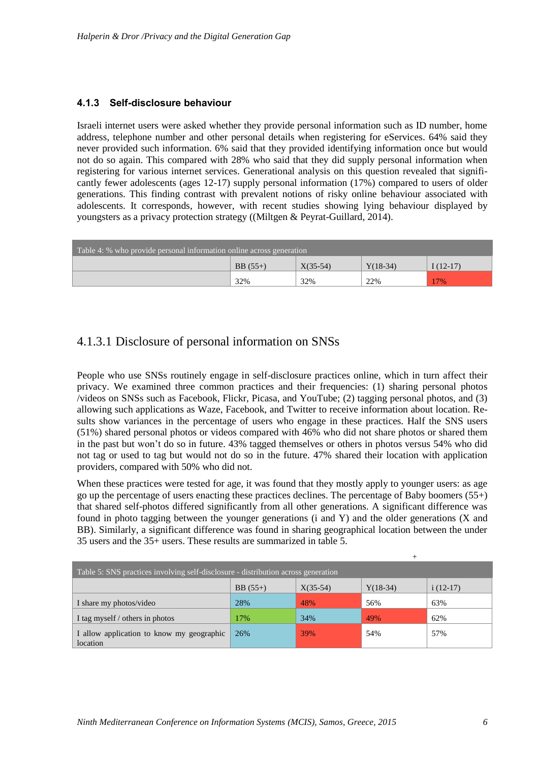### 4.1.3 Self-disclosure behaviour

Israeli internet users were asked whether they provide personal information such as ID number, home address, telephone number and other personal details when registering for eServices. 64% said they never provided such information. 6% said that they provided identifying information once but would not do so again. This compared with 28% who said that they did supply personal information when registering for various internet services. Generational analysis on this question revealed that significantly fewer adolescents (ages 12-17) supply personal information (17%) compared to users of older generations. This finding contrast with prevalent notions of risky online behaviour associated with adolescents. It corresponds, however, with recent studies showing lying behaviour displayed by youngsters as a privacy protection strategy ((Miltgen & Peyrat-Guillard, 2014).

Table 4: % who provide personal information online across generation

| | BB (55+) | X(35-54) | Y(18-34) | I (12-17) |
|---|---|---|---|---|
| | 32% | 32% | 22% | 17% |

#### 4.1.3.1 Disclosure of personal information on SNSs

People who use SNSs routinely engage in self-disclosure practices online, which in turn affect their privacy. We examined three common practices and their frequencies: (1) sharing personal photos /videos on SNSs such as Facebook, Flickr, Picasa, and YouTube; (2) tagging personal photos, and (3) allowing such applications as Waze, Facebook, and Twitter to receive information about location. Results show variances in the percentage of users who engage in these practices. Half the SNS users (51%) shared personal photos or videos compared with 46% who did not share photos or shared them in the past but won't do so in future. 43% tagged themselves or others in photos versus 54% who did not tag or used to tag but would not do so in the future. 47% shared their location with application providers, compared with 50% who did not.

When these practices were tested for age, it was found that they mostly apply to younger users: as age go up the percentage of users enacting these practices declines. The percentage of Baby boomers (55+) that shared self-photos differed significantly from all other generations. A significant difference was found in photo tagging between the younger generations (i and Y) and the older generations (X and BB). Similarly, a significant difference was found in sharing geographical location between the under 35 users and the 35+ users. These results are summarized in table 5.

Table 5: SNS practices involving self-disclosure - distribution across generation

| | BB (55+) | X(35-54) | Y(18-34) | i (12-17) |
|---|---|---|---|---|
| I share my photos/video | 28% | 48% | 56% | 63% |
| I tag myself / others in photos | 17% | 34% | 49% | 62% |
| I allow application to know my geographic location | 26% | 39% | 54% | 57% |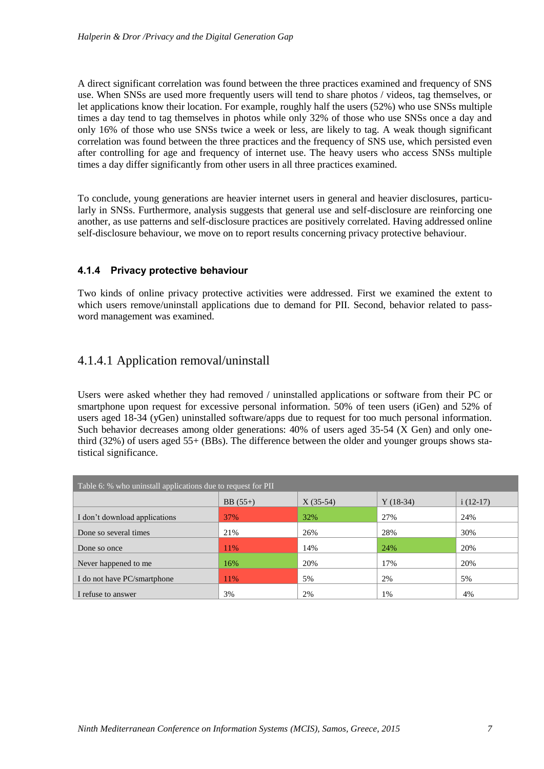A direct significant correlation was found between the three practices examined and frequency of SNS use. When SNSs are used more frequently users will tend to share photos / videos, tag themselves, or let applications know their location. For example, roughly half the users (52%) who use SNSs multiple times a day tend to tag themselves in photos while only 32% of those who use SNSs once a day and only 16% of those who use SNSs twice a week or less, are likely to tag. A weak though significant correlation was found between the three practices and the frequency of SNS use, which persisted even after controlling for age and frequency of internet use. The heavy users who access SNSs multiple times a day differ significantly from other users in all three practices examined.

To conclude, young generations are heavier internet users in general and heavier disclosures, particularly in SNSs. Furthermore, analysis suggests that general use and self-disclosure are reinforcing one another, as use patterns and self-disclosure practices are positively correlated. Having addressed online self-disclosure behaviour, we move on to report results concerning privacy protective behaviour.

#### 4.1.4 Privacy protective behaviour

Two kinds of online privacy protective activities were addressed. First we examined the extent to which users remove/uninstall applications due to demand for PII. Second, behavior related to password management was examined.

##### 4.1.4.1 Application removal/uninstall

Users were asked whether they had removed / uninstalled applications or software from their PC or smartphone upon request for excessive personal information. 50% of teen users (iGen) and 52% of users aged 18-34 (yGen) uninstalled software/apps due to request for too much personal information. Such behavior decreases among older generations: 40% of users aged 35-54 (X Gen) and only one-third (32%) of users aged 55+ (BBs). The difference between the older and younger groups shows statistical significance.

Table 6: % who uninstall applications due to request for PII

| | BB (55+) | X (35-54) | Y (18-34) | i (12-17) |
|---|---|---|---|---|
| I don't download applications | 37% | 32% | 27% | 24% |
| Done so several times | 21% | 26% | 28% | 30% |
| Done so once | 11% | 14% | 24% | 20% |
| Never happened to me | 16% | 20% | 17% | 20% |
| I do not have PC/smartphone | 11% | 5% | 2% | 5% |
| I refuse to answer | 3% | 2% | 1% | 4% |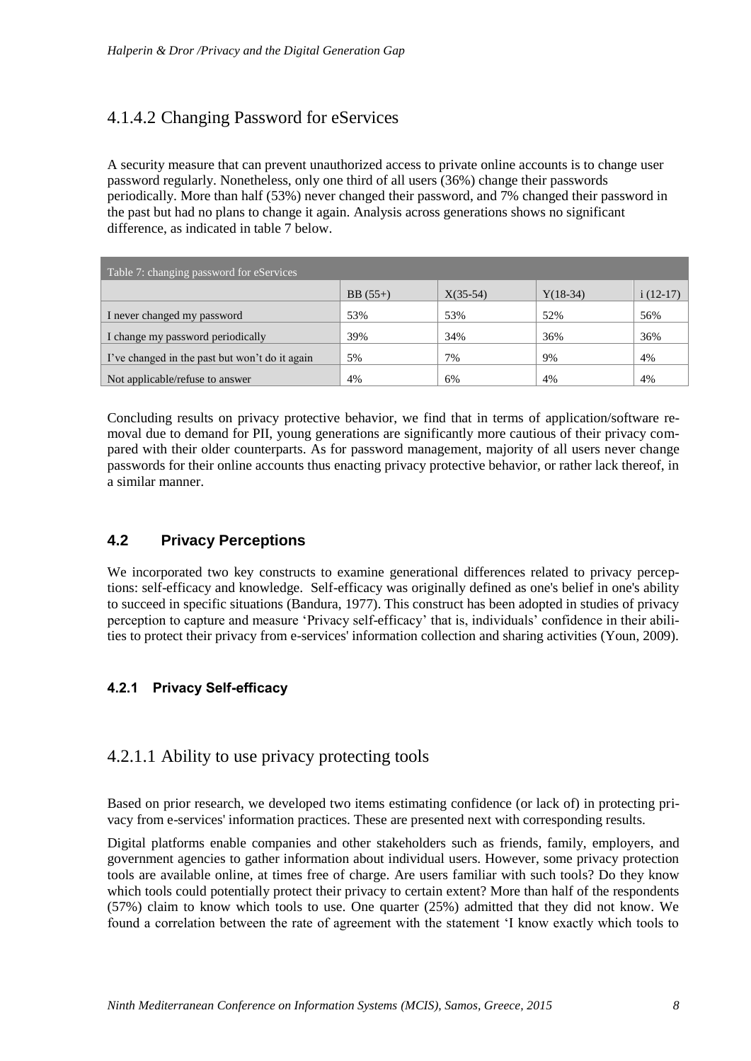#### 4.1.4.2 Changing Password for eServices

A security measure that can prevent unauthorized access to private online accounts is to change user password regularly. Nonetheless, only one third of all users (36%) change their passwords periodically. More than half (53%) never changed their password, and 7% changed their password in the past but had no plans to change it again. Analysis across generations shows no significant difference, as indicated in table 7 below.

| Table 7: changing password for eServices | | | | |
|---|---|---|---|---|
| | BB (55+) | X(35-54) | Y(18-34) | i (12-17) |
| I never changed my password | 53% | 53% | 52% | 56% |
| I change my password periodically | 39% | 34% | 36% | 36% |
| I've changed in the past but won't do it again | 5% | 7% | 9% | 4% |
| Not applicable/refuse to answer | 4% | 6% | 4% | 4% |

Concluding results on privacy protective behavior, we find that in terms of application/software removal due to demand for PII, young generations are significantly more cautious of their privacy compared with their older counterparts. As for password management, majority of all users never change passwords for their online accounts thus enacting privacy protective behavior, or rather lack thereof, in a similar manner.

## 4.2 Privacy Perceptions

We incorporated two key constructs to examine generational differences related to privacy perceptions: self-efficacy and knowledge. Self-efficacy was originally defined as one's belief in one's ability to succeed in specific situations (Bandura, 1977). This construct has been adopted in studies of privacy perception to capture and measure 'Privacy self-efficacy' that is, individuals' confidence in their abilities to protect their privacy from e-services' information collection and sharing activities (Youn, 2009).

### 4.2.1 Privacy Self-efficacy

#### 4.2.1.1 Ability to use privacy protecting tools

Based on prior research, we developed two items estimating confidence (or lack of) in protecting privacy from e-services' information practices. These are presented next with corresponding results.

Digital platforms enable companies and other stakeholders such as friends, family, employers, and government agencies to gather information about individual users. However, some privacy protection tools are available online, at times free of charge. Are users familiar with such tools? Do they know which tools could potentially protect their privacy to certain extent? More than half of the respondents (57%) claim to know which tools to use. One quarter (25%) admitted that they did not know. We found a correlation between the rate of agreement with the statement 'I know exactly which tools to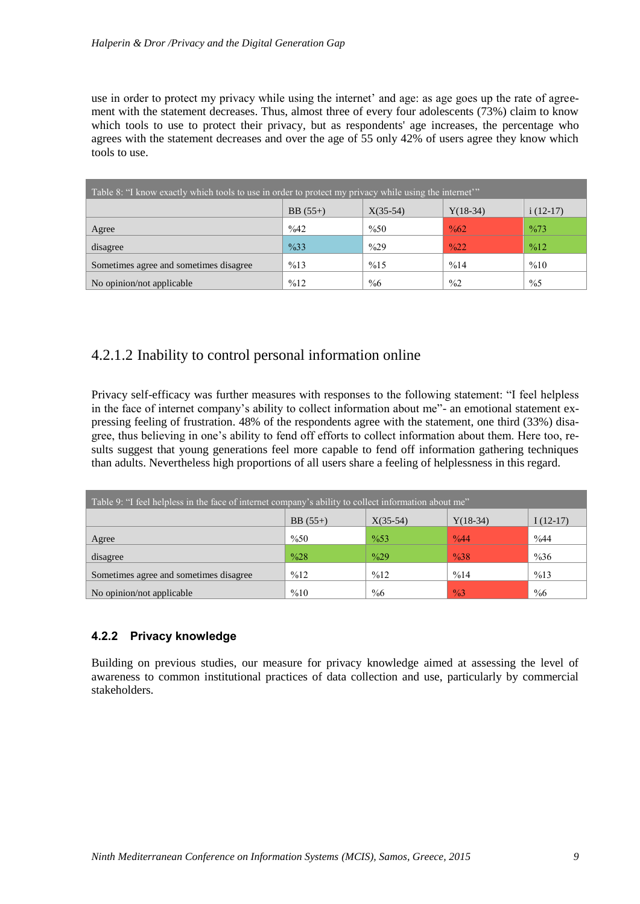use in order to protect my privacy while using the internet' and age: as age goes up the rate of agreement with the statement decreases. Thus, almost three of every four adolescents (73%) claim to know which tools to use to protect their privacy, but as respondents' age increases, the percentage who agrees with the statement decreases and over the age of 55 only 42% of users agree they know which tools to use.

| Table 8: "I know exactly which tools to use in order to protect my privacy while using the internet'" | | | | |
|---|---|---|---|---|
| | BB (55+) | X(35-54) | Y(18-34) | i (12-17) |
| Agree | %42 | %50 | %62 | %73 |
| disagree | %33 | %29 | %22 | %12 |
| Sometimes agree and sometimes disagree | %13 | %15 | %14 | %10 |
| No opinion/not applicable | %12 | %6 | %2 | %5 |

### 4.2.1.2 Inability to control personal information online

Privacy self-efficacy was further measures with responses to the following statement: "I feel helpless in the face of internet company's ability to collect information about me"- an emotional statement expressing feeling of frustration. 48% of the respondents agree with the statement, one third (33%) disagree, thus believing in one's ability to fend off efforts to collect information about them. Here too, results suggest that young generations feel more capable to fend off information gathering techniques than adults. Nevertheless high proportions of all users share a feeling of helplessness in this regard.

| Table 9: "I feel helpless in the face of internet company's ability to collect information about me" | | | | |
|---|---|---|---|---|
| | BB (55+) | X(35-54) | Y(18-34) | I (12-17) |
| Agree | %50 | %53 | %44 | %44 |
| disagree | %28 | %29 | %38 | %36 |
| Sometimes agree and sometimes disagree | %12 | %12 | %14 | %13 |
| No opinion/not applicable | %10 | %6 | %3 | %6 |

### 4.2.2 Privacy knowledge

Building on previous studies, our measure for privacy knowledge aimed at assessing the level of awareness to common institutional practices of data collection and use, particularly by commercial stakeholders.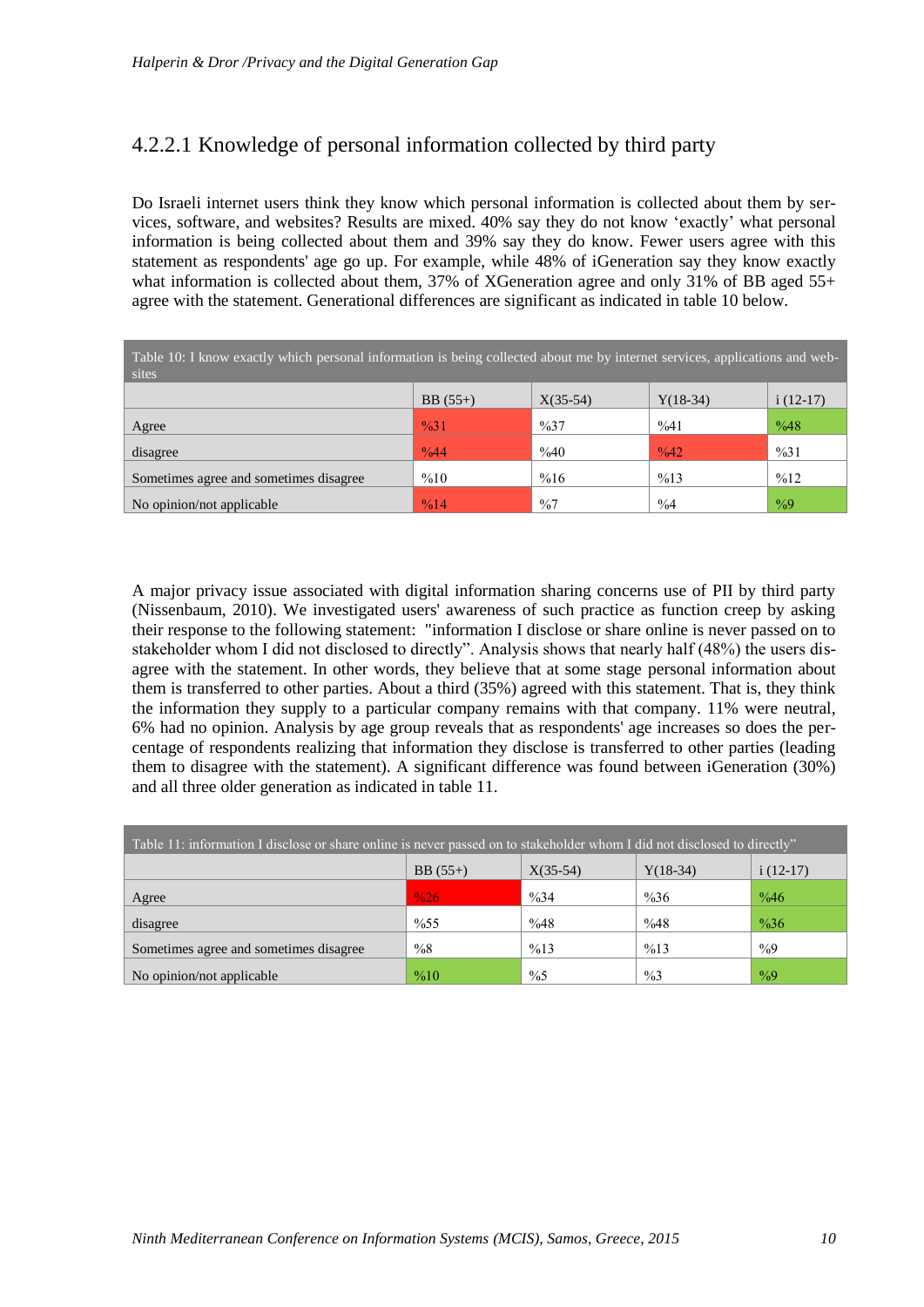### 4.2.2.1 Knowledge of personal information collected by third party

Do Israeli internet users think they know which personal information is collected about them by services, software, and websites? Results are mixed. 40% say they do not know 'exactly' what personal information is being collected about them and 39% say they do know. Fewer users agree with this statement as respondents' age go up. For example, while 48% of iGeneration say they know exactly what information is collected about them, 37% of XGeneration agree and only 31% of BB aged 55+ agree with the statement. Generational differences are significant as indicated in table 10 below.

Table 10: I know exactly which personal information is being collected about me by internet services, applications and websites

| | BB (55+) | X(35-54) | Y(18-34) | i (12-17) |
|---|---|---|---|---|
| Agree | %31 | %37 | %41 | %48 |
| disagree | %44 | %40 | %42 | %31 |
| Sometimes agree and sometimes disagree | %10 | %16 | %13 | %12 |
| No opinion/not applicable | %14 | %7 | %4 | %9 |

A major privacy issue associated with digital information sharing concerns use of PII by third party (Nissenbaum, 2010). We investigated users' awareness of such practice as function creep by asking their response to the following statement: "information I disclose or share online is never passed on to stakeholder whom I did not disclosed to directly". Analysis shows that nearly half (48%) the users disagree with the statement. In other words, they believe that at some stage personal information about them is transferred to other parties. About a third (35%) agreed with this statement. That is, they think the information they supply to a particular company remains with that company. 11% were neutral, 6% had no opinion. Analysis by age group reveals that as respondents' age increases so does the percentage of respondents realizing that information they disclose is transferred to other parties (leading them to disagree with the statement). A significant difference was found between iGeneration (30%) and all three older generation as indicated in table 11.

Table 11: information I disclose or share online is never passed on to stakeholder whom I did not disclosed to directly"

| | BB (55+) | X(35-54) | Y(18-34) | i (12-17) |
|---|---|---|---|---|
| Agree | %26 | %34 | %36 | %46 |
| disagree | %55 | %48 | %48 | %36 |
| Sometimes agree and sometimes disagree | %8 | %13 | %13 | %9 |
| No opinion/not applicable | %10 | %5 | %3 | %9 |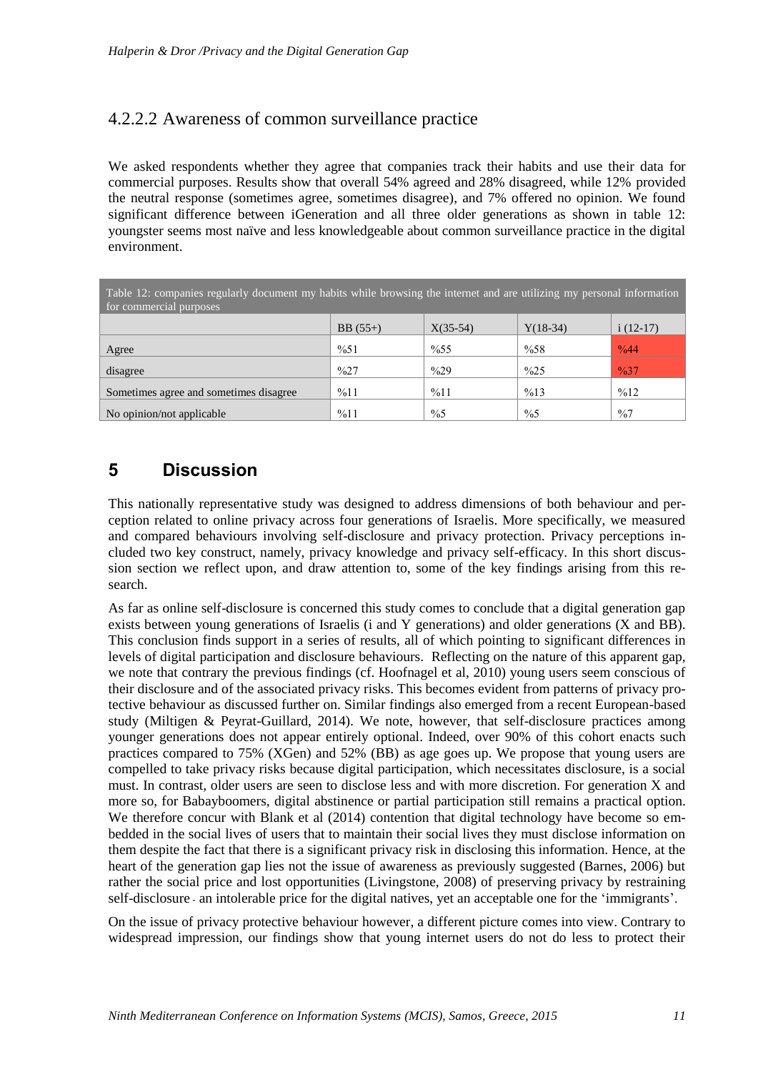### 4.2.2.2 Awareness of common surveillance practice

We asked respondents whether they agree that companies track their habits and use their data for commercial purposes. Results show that overall 54% agreed and 28% disagreed, while 12% provided the neutral response (sometimes agree, sometimes disagree), and 7% offered no opinion. We found significant difference between iGeneration and all three older generations as shown in table 12: youngster seems most naïve and less knowledgeable about common surveillance practice in the digital environment.

Table 12: companies regularly document my habits while browsing the internet and are utilizing my personal information for commercial purposes

| | BB (55+) | X(35-54) | Y(18-34) | i (12-17) |
|---|---|---|---|---|
| Agree | %51 | %55 | %58 | %44 |
| disagree | %27 | %29 | %25 | %37 |
| Sometimes agree and sometimes disagree | %11 | %11 | %13 | %12 |
| No opinion/not applicable | %11 | %5 | %5 | %7 |

## 5 Discussion

This nationally representative study was designed to address dimensions of both behaviour and perception related to online privacy across four generations of Israelis. More specifically, we measured and compared behaviours involving self-disclosure and privacy protection. Privacy perceptions included two key construct, namely, privacy knowledge and privacy self-efficacy. In this short discussion section we reflect upon, and draw attention to, some of the key findings arising from this research.

As far as online self-disclosure is concerned this study comes to conclude that a digital generation gap exists between young generations of Israelis (i and Y generations) and older generations (X and BB). This conclusion finds support in a series of results, all of which pointing to significant differences in levels of digital participation and disclosure behaviours. Reflecting on the nature of this apparent gap, we note that contrary the previous findings (cf. Hoofnagel et al, 2010) young users seem conscious of their disclosure and of the associated privacy risks. This becomes evident from patterns of privacy protective behaviour as discussed further on. Similar findings also emerged from a recent European-based study (Miltigen & Peyrat-Guillard, 2014). We note, however, that self-disclosure practices among younger generations does not appear entirely optional. Indeed, over 90% of this cohort enacts such practices compared to 75% (XGen) and 52% (BB) as age goes up. We propose that young users are compelled to take privacy risks because digital participation, which necessitates disclosure, is a social must. In contrast, older users are seen to disclose less and with more discretion. For generation X and more so, for Babayboomers, digital abstinence or partial participation still remains a practical option. We therefore concur with Blank et al (2014) contention that digital technology have become so embedded in the social lives of users that to maintain their social lives they must disclose information on them despite the fact that there is a significant privacy risk in disclosing this information. Hence, at the heart of the generation gap lies not the issue of awareness as previously suggested (Barnes, 2006) but rather the social price and lost opportunities (Livingstone, 2008) of preserving privacy by restraining self-disclosure - an intolerable price for the digital natives, yet an acceptable one for the 'immigrants'.

On the issue of privacy protective behaviour however, a different picture comes into view. Contrary to widespread impression, our findings show that young internet users do not do less to protect their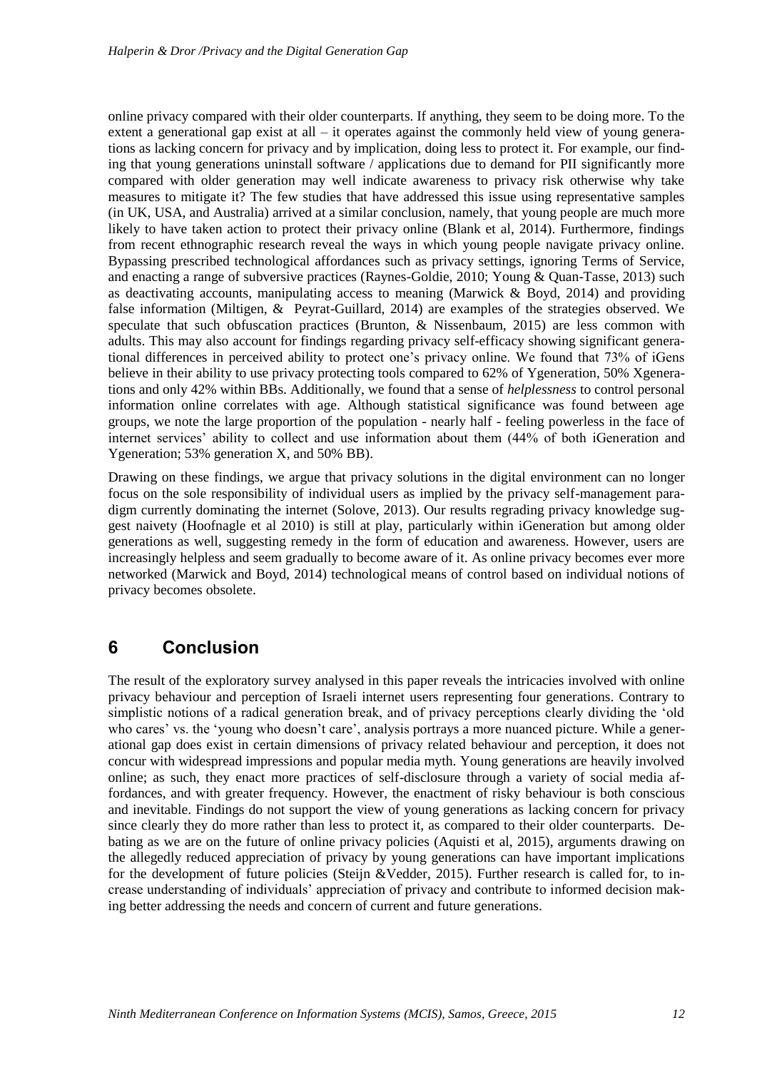online privacy compared with their older counterparts. If anything, they seem to be doing more. To the extent a generational gap exist at all – it operates against the commonly held view of young generations as lacking concern for privacy and by implication, doing less to protect it. For example, our finding that young generations uninstall software / applications due to demand for PII significantly more compared with older generation may well indicate awareness to privacy risk otherwise why take measures to mitigate it? The few studies that have addressed this issue using representative samples (in UK, USA, and Australia) arrived at a similar conclusion, namely, that young people are much more likely to have taken action to protect their privacy online (Blank et al, 2014). Furthermore, findings from recent ethnographic research reveal the ways in which young people navigate privacy online. Bypassing prescribed technological affordances such as privacy settings, ignoring Terms of Service, and enacting a range of subversive practices (Raynes-Goldie, 2010; Young & Quan-Tasse, 2013) such as deactivating accounts, manipulating access to meaning (Marwick & Boyd, 2014) and providing false information (Miltigen, & Peyrat-Guillard, 2014) are examples of the strategies observed. We speculate that such obfuscation practices (Brunton, & Nissenbaum, 2015) are less common with adults. This may also account for findings regarding privacy self-efficacy showing significant generational differences in perceived ability to protect one's privacy online. We found that 73% of iGens believe in their ability to use privacy protecting tools compared to 62% of Ygeneration, 50% Xgenerations and only 42% within BBs. Additionally, we found that a sense of *helplessness* to control personal information online correlates with age. Although statistical significance was found between age groups, we note the large proportion of the population - nearly half - feeling powerless in the face of internet services' ability to collect and use information about them (44% of both iGeneration and Ygeneration; 53% generation X, and 50% BB).

Drawing on these findings, we argue that privacy solutions in the digital environment can no longer focus on the sole responsibility of individual users as implied by the privacy self-management paradigm currently dominating the internet (Solove, 2013). Our results regrading privacy knowledge suggest naivety (Hoofnagle et al 2010) is still at play, particularly within iGeneration but among older generations as well, suggesting remedy in the form of education and awareness. However, users are increasingly helpless and seem gradually to become aware of it. As online privacy becomes ever more networked (Marwick and Boyd, 2014) technological means of control based on individual notions of privacy becomes obsolete.

# 6 Conclusion

The result of the exploratory survey analysed in this paper reveals the intricacies involved with online privacy behaviour and perception of Israeli internet users representing four generations. Contrary to simplistic notions of a radical generation break, and of privacy perceptions clearly dividing the 'old who cares' vs. the 'young who doesn't care', analysis portrays a more nuanced picture. While a generational gap does exist in certain dimensions of privacy related behaviour and perception, it does not concur with widespread impressions and popular media myth. Young generations are heavily involved online; as such, they enact more practices of self-disclosure through a variety of social media affordances, and with greater frequency. However, the enactment of risky behaviour is both conscious and inevitable. Findings do not support the view of young generations as lacking concern for privacy since clearly they do more rather than less to protect it, as compared to their older counterparts. Debating as we are on the future of online privacy policies (Aquisti et al, 2015), arguments drawing on the allegedly reduced appreciation of privacy by young generations can have important implications for the development of future policies (Steijn &Vedder, 2015). Further research is called for, to increase understanding of individuals' appreciation of privacy and contribute to informed decision making better addressing the needs and concern of current and future generations.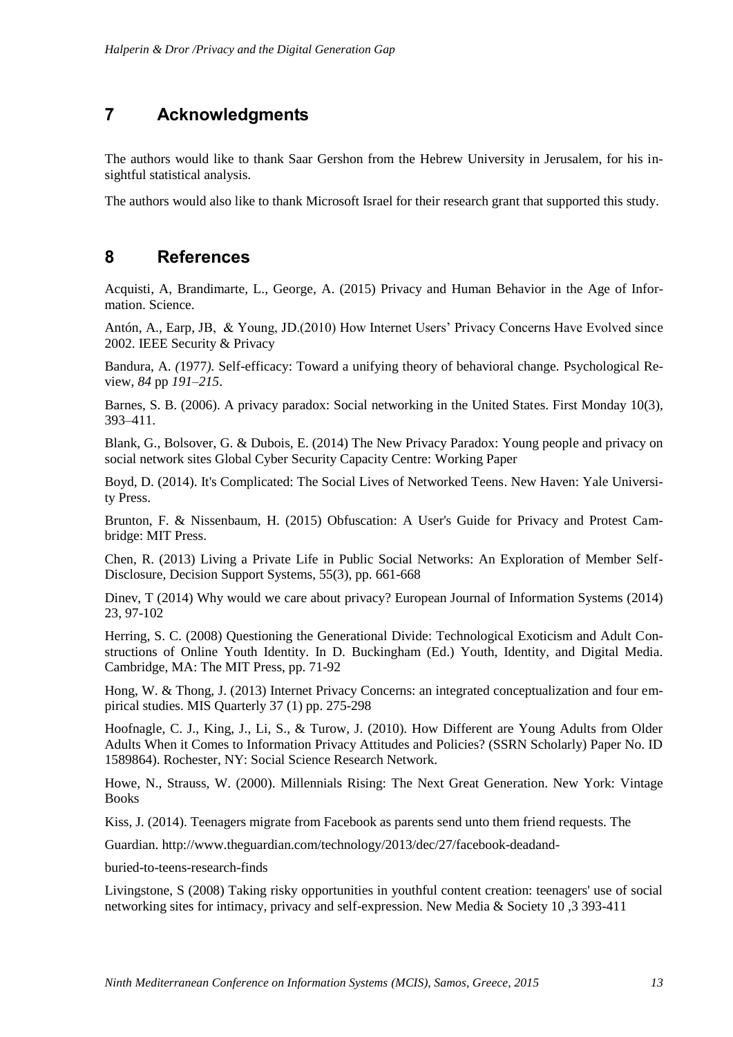## 7 Acknowledgments

The authors would like to thank Saar Gershon from the Hebrew University in Jerusalem, for his insightful statistical analysis.

The authors would also like to thank Microsoft Israel for their research grant that supported this study.

## 8 References

Acquisti, A, Brandimarte, L., George, A. (2015) Privacy and Human Behavior in the Age of Information. Science.

Antón, A., Earp, JB, & Young, JD.(2010) How Internet Users' Privacy Concerns Have Evolved since 2002. IEEE Security & Privacy

Bandura, A. *(*1977*).* Self-efficacy: Toward a unifying theory of behavioral change. Psychological Review, *84* pp *191–215*.

Barnes, S. B. (2006). A privacy paradox: Social networking in the United States. First Monday 10(3), 393–411.

Blank, G., Bolsover, G. & Dubois, E. (2014) The New Privacy Paradox: Young people and privacy on social network sites Global Cyber Security Capacity Centre: Working Paper

Boyd, D. (2014). It's Complicated: The Social Lives of Networked Teens. New Haven: Yale University Press.

Brunton, F. & Nissenbaum, H. (2015) Obfuscation: A User's Guide for Privacy and Protest Cambridge: MIT Press.

Chen, R. (2013) Living a Private Life in Public Social Networks: An Exploration of Member Self-Disclosure, Decision Support Systems, 55(3), pp. 661-668

Dinev, T (2014) Why would we care about privacy? European Journal of Information Systems (2014) 23, 97-102

Herring, S. C. (2008) Questioning the Generational Divide: Technological Exoticism and Adult Constructions of Online Youth Identity. In D. Buckingham (Ed.) Youth, Identity, and Digital Media. Cambridge, MA: The MIT Press, pp. 71-92

Hong, W. & Thong, J. (2013) Internet Privacy Concerns: an integrated conceptualization and four empirical studies. MIS Quarterly 37 (1) pp. 275-298

Hoofnagle, C. J., King, J., Li, S., & Turow, J. (2010). How Different are Young Adults from Older Adults When it Comes to Information Privacy Attitudes and Policies? (SSRN Scholarly) Paper No. ID 1589864). Rochester, NY: Social Science Research Network.

Howe, N., Strauss, W. (2000). Millennials Rising: The Next Great Generation. New York: Vintage Books

Kiss, J. (2014). Teenagers migrate from Facebook as parents send unto them friend requests. The

Guardian. http://www.theguardian.com/technology/2013/dec/27/facebook-deadand-

buried-to-teens-research-finds

Livingstone, S (2008) Taking risky opportunities in youthful content creation: teenagers' use of social networking sites for intimacy, privacy and self-expression. New Media & Society 10 ,3 393-411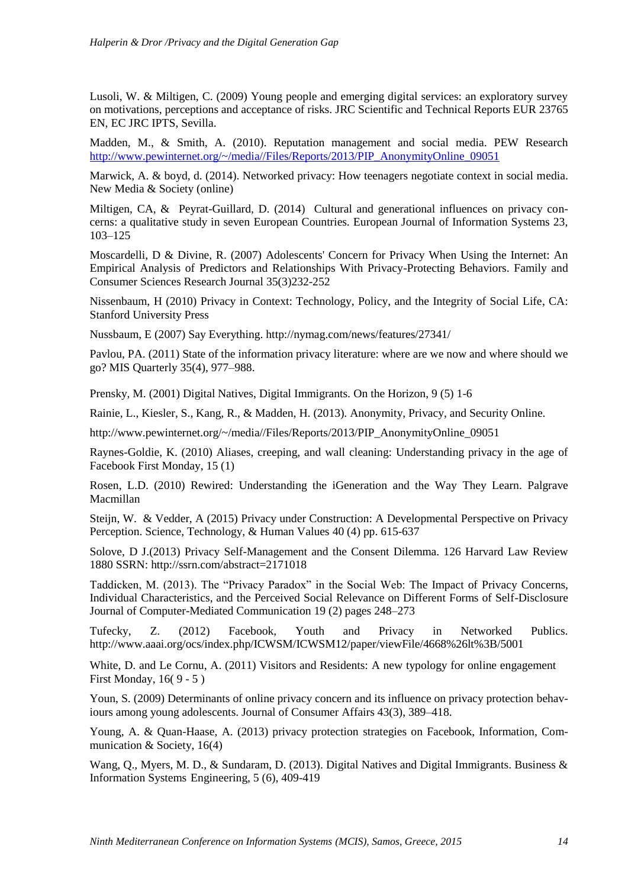Lusoli, W. & Miltigen, C. (2009) Young people and emerging digital services: an exploratory survey on motivations, perceptions and acceptance of risks. JRC Scientific and Technical Reports EUR 23765 EN, EC JRC IPTS, Sevilla.

Madden, M., & Smith, A. (2010). Reputation management and social media. PEW Research http://www.pewinternet.org/~/media//Files/Reports/2013/PIP_AnonymityOnline_09051

Marwick, A. & boyd, d. (2014). Networked privacy: How teenagers negotiate context in social media. New Media & Society (online)

Miltigen, CA, & Peyrat-Guillard, D. (2014) Cultural and generational influences on privacy concerns: a qualitative study in seven European Countries. European Journal of Information Systems 23, 103–125

Moscardelli, D & Divine, R. (2007) Adolescents' Concern for Privacy When Using the Internet: An Empirical Analysis of Predictors and Relationships With Privacy-Protecting Behaviors. Family and Consumer Sciences Research Journal 35(3)232-252

Nissenbaum, H (2010) Privacy in Context: Technology, Policy, and the Integrity of Social Life, CA: Stanford University Press

Nussbaum, E (2007) Say Everything. http://nymag.com/news/features/27341/

Pavlou, PA. (2011) State of the information privacy literature: where are we now and where should we go? MIS Quarterly 35(4), 977–988.

Prensky, M. (2001) Digital Natives, Digital Immigrants. On the Horizon, 9 (5) 1-6

Rainie, L., Kiesler, S., Kang, R., & Madden, H. (2013). Anonymity, Privacy, and Security Online.

http://www.pewinternet.org/~/media//Files/Reports/2013/PIP_AnonymityOnline_09051

Raynes-Goldie, K. (2010) Aliases, creeping, and wall cleaning: Understanding privacy in the age of Facebook First Monday, 15 (1)

Rosen, L.D. (2010) Rewired: Understanding the iGeneration and the Way They Learn. Palgrave Macmillan

Steijn, W. & Vedder, A (2015) Privacy under Construction: A Developmental Perspective on Privacy Perception. Science, Technology, & Human Values 40 (4) pp. 615-637

Solove, D J.(2013) Privacy Self-Management and the Consent Dilemma. 126 Harvard Law Review 1880 SSRN: http://ssrn.com/abstract=2171018

Taddicken, M. (2013). The "Privacy Paradox" in the Social Web: The Impact of Privacy Concerns, Individual Characteristics, and the Perceived Social Relevance on Different Forms of Self-Disclosure Journal of Computer-Mediated Communication 19 (2) pages 248–273

Tufecky, Z. (2012) Facebook, Youth and Privacy in Networked Publics. http://www.aaai.org/ocs/index.php/ICWSM/ICWSM12/paper/viewFile/4668%26lt%3B/5001

White, D. and Le Cornu, A. (2011) Visitors and Residents: A new typology for online engagement First Monday, 16( 9 - 5 )

Youn, S. (2009) Determinants of online privacy concern and its influence on privacy protection behaviours among young adolescents. Journal of Consumer Affairs 43(3), 389–418.

Young, A. & Quan-Haase, A. (2013) privacy protection strategies on Facebook, Information, Communication & Society, 16(4)

Wang, Q., Myers, M. D., & Sundaram, D. (2013). Digital Natives and Digital Immigrants. Business & Information Systems Engineering, 5 (6), 409-419